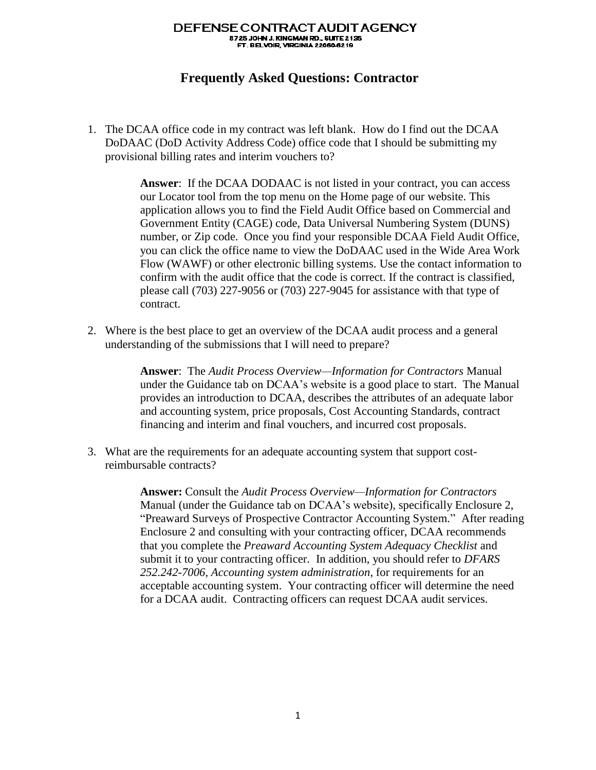DEFENSE CONTRACT AUDIT AGENCY
8725 JOHN J. KINGMAN RD., SUITE 2135
FT. BELVOIR, VIRGINIA 22060-6219

# Frequently Asked Questions: Contractor

1. The DCAA office code in my contract was left blank. How do I find out the DCAA DoDAAC (DoD Activity Address Code) office code that I should be submitting my provisional billing rates and interim vouchers to?

   **Answer**: If the DCAA DODAAC is not listed in your contract, you can access our Locator tool from the top menu on the Home page of our website. This application allows you to find the Field Audit Office based on Commercial and Government Entity (CAGE) code, Data Universal Numbering System (DUNS) number, or Zip code. Once you find your responsible DCAA Field Audit Office, you can click the office name to view the DoDAAC used in the Wide Area Work Flow (WAWF) or other electronic billing systems. Use the contact information to confirm with the audit office that the code is correct. If the contract is classified, please call (703) 227-9056 or (703) 227-9045 for assistance with that type of contract.

2. Where is the best place to get an overview of the DCAA audit process and a general understanding of the submissions that I will need to prepare?

   **Answer**: The *Audit Process Overview—Information for Contractors* Manual under the Guidance tab on DCAA's website is a good place to start. The Manual provides an introduction to DCAA, describes the attributes of an adequate labor and accounting system, price proposals, Cost Accounting Standards, contract financing and interim and final vouchers, and incurred cost proposals.

3. What are the requirements for an adequate accounting system that support cost-reimbursable contracts?

   **Answer:** Consult the *Audit Process Overview—Information for Contractors* Manual (under the Guidance tab on DCAA's website), specifically Enclosure 2, "Preaward Surveys of Prospective Contractor Accounting System." After reading Enclosure 2 and consulting with your contracting officer, DCAA recommends that you complete the *Preaward Accounting System Adequacy Checklist* and submit it to your contracting officer. In addition, you should refer to *DFARS 252.242-7006, Accounting system administration*, for requirements for an acceptable accounting system. Your contracting officer will determine the need for a DCAA audit. Contracting officers can request DCAA audit services.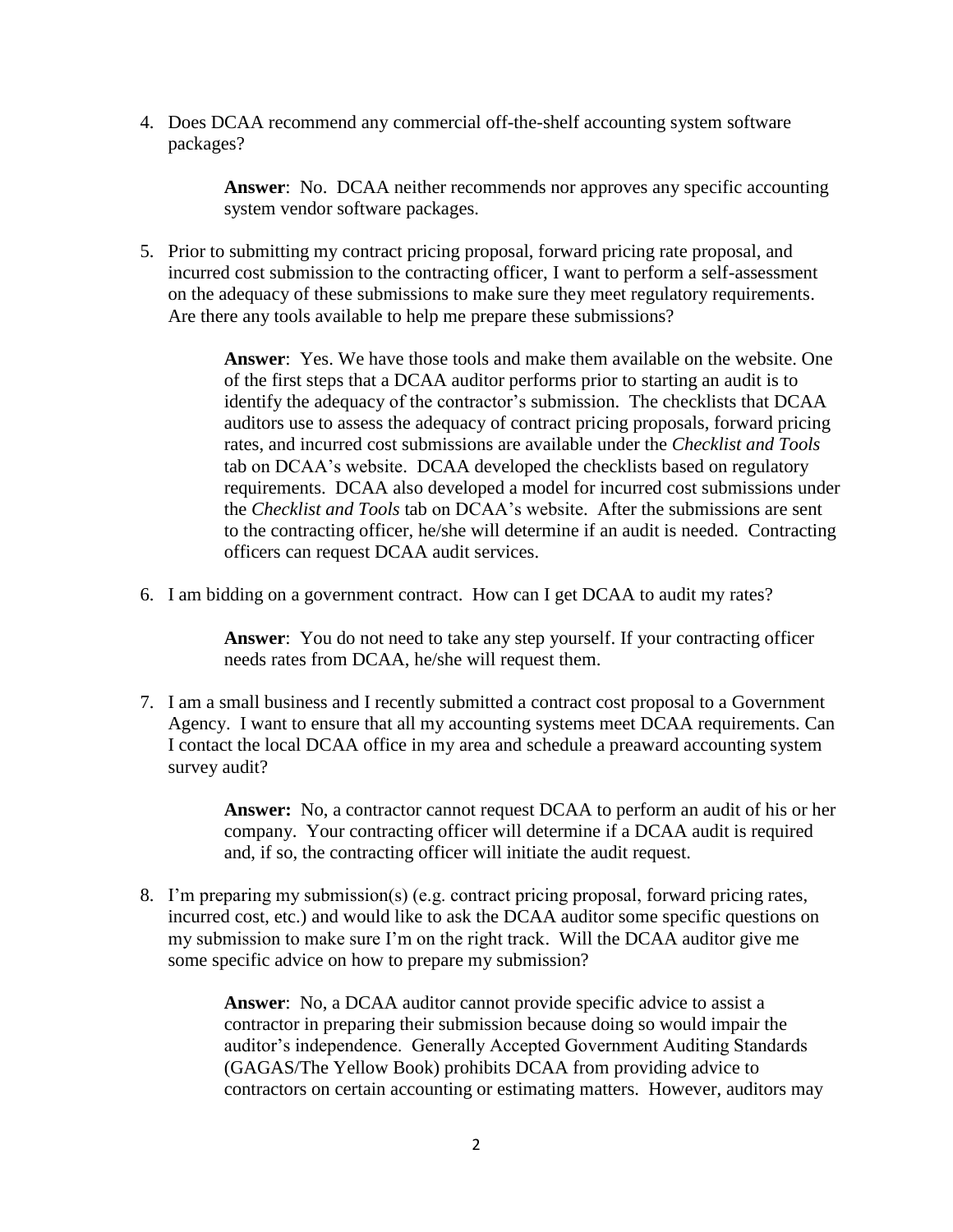4. Does DCAA recommend any commercial off-the-shelf accounting system software packages?

    **Answer**: No. DCAA neither recommends nor approves any specific accounting system vendor software packages.

5. Prior to submitting my contract pricing proposal, forward pricing rate proposal, and incurred cost submission to the contracting officer, I want to perform a self-assessment on the adequacy of these submissions to make sure they meet regulatory requirements. Are there any tools available to help me prepare these submissions?

    **Answer**: Yes. We have those tools and make them available on the website. One of the first steps that a DCAA auditor performs prior to starting an audit is to identify the adequacy of the contractor's submission. The checklists that DCAA auditors use to assess the adequacy of contract pricing proposals, forward pricing rates, and incurred cost submissions are available under the *Checklist and Tools* tab on DCAA's website. DCAA developed the checklists based on regulatory requirements. DCAA also developed a model for incurred cost submissions under the *Checklist and Tools* tab on DCAA's website. After the submissions are sent to the contracting officer, he/she will determine if an audit is needed. Contracting officers can request DCAA audit services.

6. I am bidding on a government contract. How can I get DCAA to audit my rates?

    **Answer**: You do not need to take any step yourself. If your contracting officer needs rates from DCAA, he/she will request them.

7. I am a small business and I recently submitted a contract cost proposal to a Government Agency. I want to ensure that all my accounting systems meet DCAA requirements. Can I contact the local DCAA office in my area and schedule a preaward accounting system survey audit?

    **Answer:** No, a contractor cannot request DCAA to perform an audit of his or her company. Your contracting officer will determine if a DCAA audit is required and, if so, the contracting officer will initiate the audit request.

8. I'm preparing my submission(s) (e.g. contract pricing proposal, forward pricing rates, incurred cost, etc.) and would like to ask the DCAA auditor some specific questions on my submission to make sure I'm on the right track. Will the DCAA auditor give me some specific advice on how to prepare my submission?

    **Answer**: No, a DCAA auditor cannot provide specific advice to assist a contractor in preparing their submission because doing so would impair the auditor's independence. Generally Accepted Government Auditing Standards (GAGAS/The Yellow Book) prohibits DCAA from providing advice to contractors on certain accounting or estimating matters. However, auditors may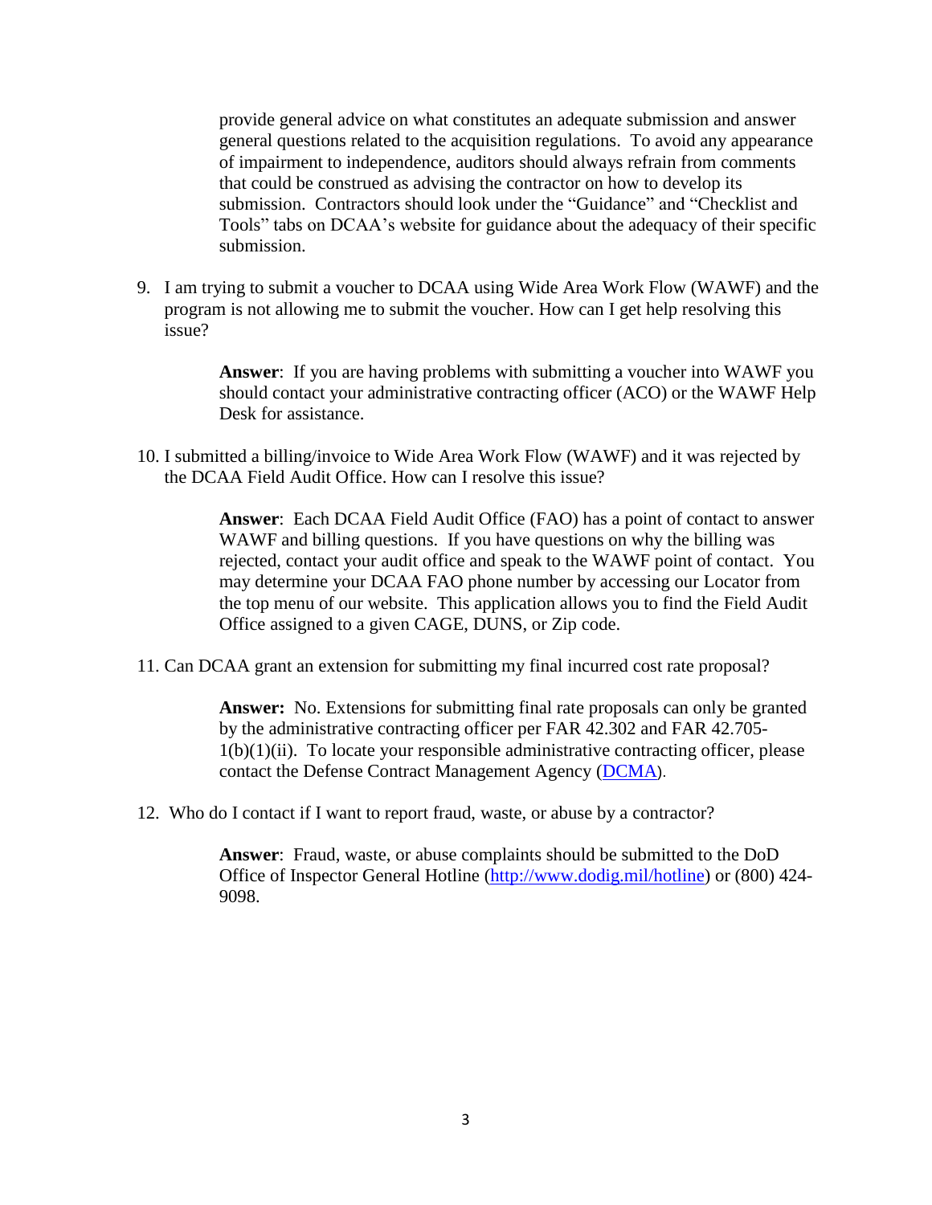provide general advice on what constitutes an adequate submission and answer general questions related to the acquisition regulations. To avoid any appearance of impairment to independence, auditors should always refrain from comments that could be construed as advising the contractor on how to develop its submission. Contractors should look under the "Guidance" and "Checklist and Tools" tabs on DCAA's website for guidance about the adequacy of their specific submission.

9. I am trying to submit a voucher to DCAA using Wide Area Work Flow (WAWF) and the program is not allowing me to submit the voucher. How can I get help resolving this issue?

   **Answer**: If you are having problems with submitting a voucher into WAWF you should contact your administrative contracting officer (ACO) or the WAWF Help Desk for assistance.

10. I submitted a billing/invoice to Wide Area Work Flow (WAWF) and it was rejected by the DCAA Field Audit Office. How can I resolve this issue?

    **Answer**: Each DCAA Field Audit Office (FAO) has a point of contact to answer WAWF and billing questions. If you have questions on why the billing was rejected, contact your audit office and speak to the WAWF point of contact. You may determine your DCAA FAO phone number by accessing our Locator from the top menu of our website. This application allows you to find the Field Audit Office assigned to a given CAGE, DUNS, or Zip code.

11. Can DCAA grant an extension for submitting my final incurred cost rate proposal?

    **Answer:** No. Extensions for submitting final rate proposals can only be granted by the administrative contracting officer per FAR 42.302 and FAR 42.705-1(b)(1)(ii). To locate your responsible administrative contracting officer, please contact the Defense Contract Management Agency (DCMA).

12. Who do I contact if I want to report fraud, waste, or abuse by a contractor?

    **Answer**: Fraud, waste, or abuse complaints should be submitted to the DoD Office of Inspector General Hotline (http://www.dodig.mil/hotline) or (800) 424-9098.